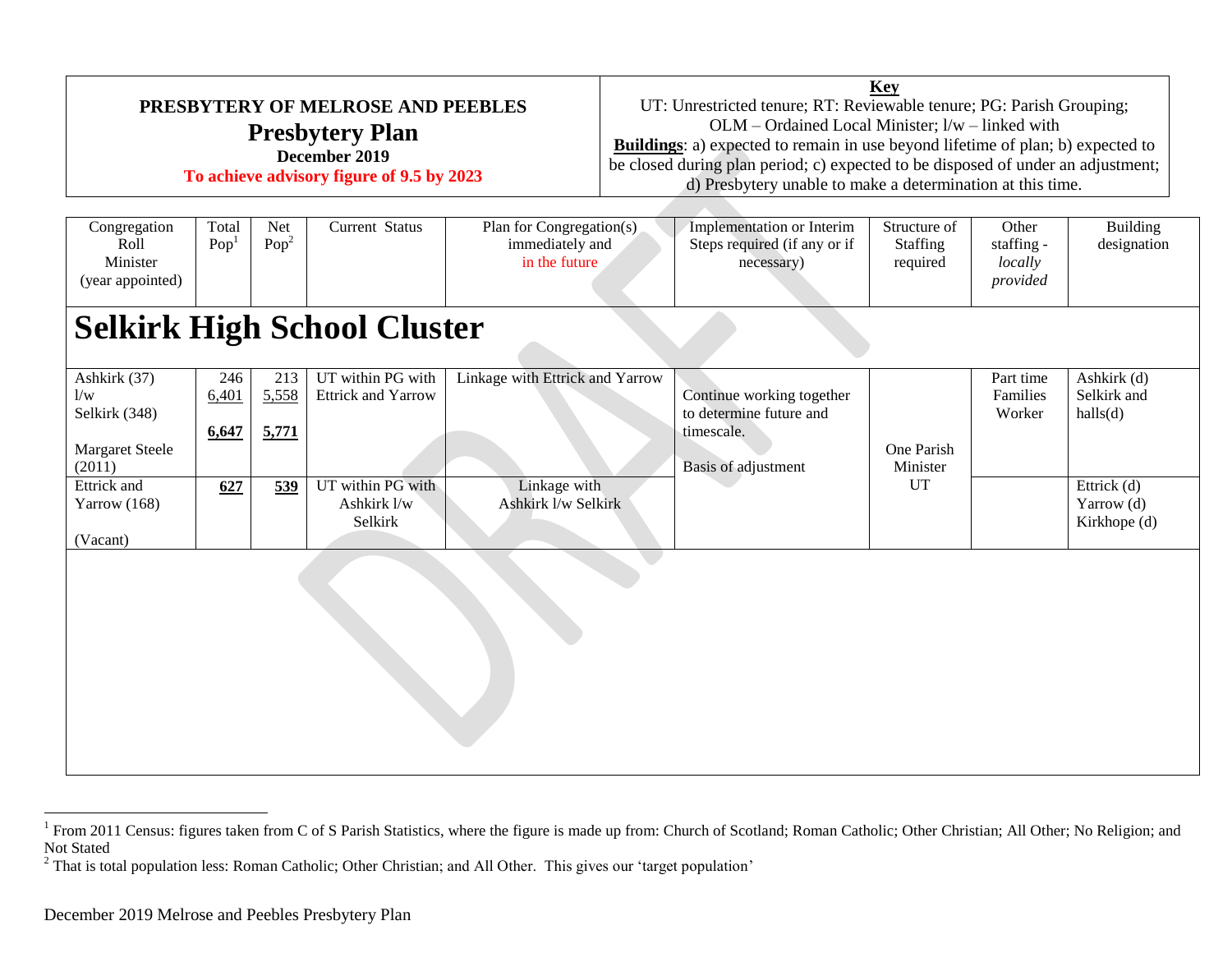**PRESBYTERY OF MELROSE AND PEEBLES**

## Presbytery Plan

**December 2019**

**To achieve advisory figure of 9.5 by 2023**

**Key**

UT: Unrestricted tenure; RT: Reviewable tenure; PG: Parish Grouping; OLM – Ordained Local Minister; l/w – linked with

**Buildings**: a) expected to remain in use beyond lifetime of plan; b) expected to be closed during plan period; c) expected to be disposed of under an adjustment; d) Presbytery unable to make a determination at this time.

| Congregation Roll Minister (year appointed) | Total Pop[1] | Net Pop[2] | Current Status | Plan for Congregation(s) immediately and in the future | Implementation or Interim Steps required (if any or if necessary) | Structure of Staffing required | Other staffing - *locally provided* | Building designation |
|---|---|---|---|---|---|---|---|---|
| **Selkirk High School Cluster** | | | | | | | | |
| Ashkirk (37) l/w Selkirk (348) Margaret Steele (2011) | 246 6,401 **6,647** | 213 5,558 **5,771** | UT within PG with Ettrick and Yarrow | Linkage with Ettrick and Yarrow | Continue working together to determine future and timescale. Basis of adjustment | One Parish Minister UT | Part time Families Worker | Ashkirk (d) Selkirk and halls(d) |
| Ettrick and Yarrow (168) (Vacant) | **627** | **539** | UT within PG with Ashkirk l/w Selkirk | Linkage with Ashkirk l/w Selkirk | | | | Ettrick (d) Yarrow (d) Kirkhope (d) |

[1] From 2011 Census: figures taken from C of S Parish Statistics, where the figure is made up from: Church of Scotland; Roman Catholic; Other Christian; All Other; No Religion; and Not Stated

[2] That is total population less: Roman Catholic; Other Christian; and All Other. This gives our 'target population'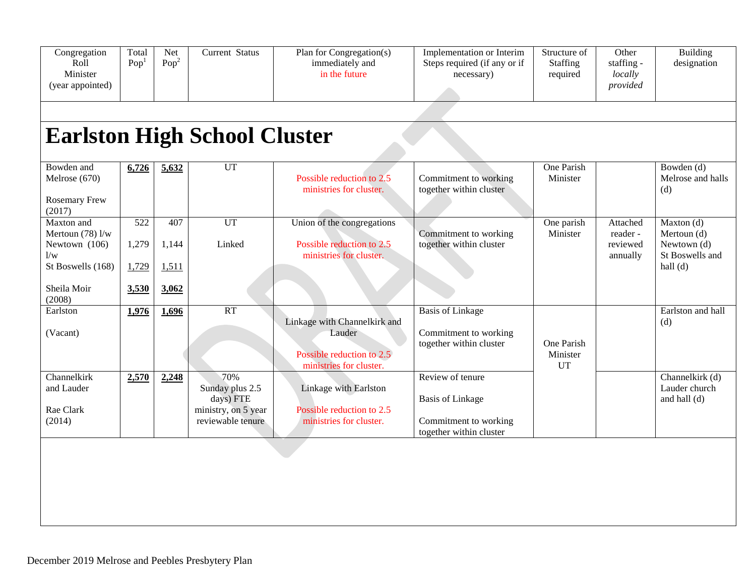| Congregation Roll Minister (year appointed) | Total Pop[1] | Net Pop[2] | Current Status | Plan for Congregation(s) immediately and in the future | Implementation or Interim Steps required (if any or if necessary) | Structure of Staffing required | Other staffing - *locally provided* | Building designation |
|---|---|---|---|---|---|---|---|---|

# Earlston High School Cluster

| Congregation Roll Minister (year appointed) | Total Pop[1] | Net Pop[2] | Current Status | Plan for Congregation(s) immediately and in the future | Implementation or Interim Steps required (if any or if necessary) | Structure of Staffing required | Other staffing - *locally provided* | Building designation |
|---|---|---|---|---|---|---|---|---|
| Bowden and Melrose (670)<br><br>Rosemary Frew (2017) | **6,726** | **5,632** | UT | Possible reduction to 2.5 ministries for cluster. | Commitment to working together within cluster | One Parish Minister | | Bowden (d)<br>Melrose and halls (d) |
| Maxton and Mertoun (78) l/w<br>Newtown (106) l/w<br>St Boswells (168)<br><br>Sheila Moir (2008) | 522<br>1,279<br>1,729<br>**3,530** | 407<br>1,144<br>1,511<br>**3,062** | UT<br><br>Linked | Union of the congregations<br><br>Possible reduction to 2.5 ministries for cluster. | Commitment to working together within cluster | One parish Minister | Attached reader - reviewed annually | Maxton (d)<br>Mertoun (d)<br>Newtown (d)<br>St Boswells and hall (d) |
| Earlston<br><br>(Vacant) | **1,976** | **1,696** | RT | Linkage with Channelkirk and Lauder<br><br>Possible reduction to 2.5 ministries for cluster. | Basis of Linkage<br><br>Commitment to working together within cluster | One Parish Minister UT | | Earlston and hall (d) |
| Channelkirk and Lauder<br><br>Rae Clark (2014) | **2,570** | **2,248** | 70% Sunday plus 2.5 days) FTE ministry, on 5 year reviewable tenure | Linkage with Earlston<br><br>Possible reduction to 2.5 ministries for cluster. | Review of tenure<br><br>Basis of Linkage<br><br>Commitment to working together within cluster | | | Channelkirk (d)<br>Lauder church and hall (d) |

December 2019 Melrose and Peebles Presbytery Plan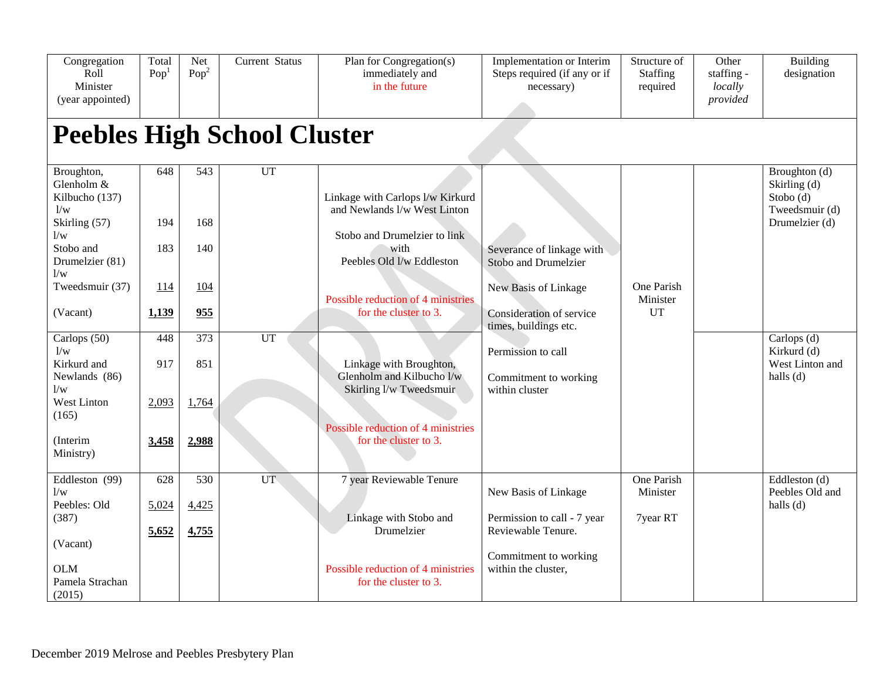| Congregation Roll Minister (year appointed) | Total Pop[1] | Net Pop[2] | Current Status | Plan for Congregation(s) immediately and in the future | Implementation or Interim Steps required (if any or if necessary) | Structure of Staffing required | Other staffing - *locally provided* | Building designation |
|---|---|---|---|---|---|---|---|---|

# Peebles High School Cluster

| Congregation Roll Minister (year appointed) | Total Pop[1] | Net Pop[2] | Current Status | Plan for Congregation(s) immediately and in the future | Implementation or Interim Steps required (if any or if necessary) | Structure of Staffing required | Other staffing - *locally provided* | Building designation |
|---|---|---|---|---|---|---|---|---|
| Broughton, Glenholm & Kilbucho (137) l/w Skirling (57) l/w Stobo and Drumelzier (81) l/w Tweedsmuir (37) (Vacant) | 648 194 183 114 **1,139** | 543 168 140 104 **955** | UT | Linkage with Carlops l/w Kirkurd and Newlands l/w West Linton Stobo and Drumelzier to link with Peebles Old l/w Eddleston Possible reduction of 4 ministries for the cluster to 3. | Severance of linkage with Stobo and Drumelzier New Basis of Linkage Consideration of service times, buildings etc. Permission to call Commitment to working within cluster | One Parish Minister UT | | Broughton (d) Skirling (d) Stobo (d) Tweedsmuir (d) Drumelzier (d) |
| Carlops (50) l/w Kirkurd and Newlands (86) l/w West Linton (165) (Interim Ministry) | 448 917 2,093 **3,458** | 373 851 1,764 **2,988** | UT | Linkage with Broughton, Glenholm and Kilbucho l/w Skirling l/w Tweedsmuir Possible reduction of 4 ministries for the cluster to 3. | | | | Carlops (d) Kirkurd (d) West Linton and halls (d) |
| Eddleston (99) l/w Peebles: Old (387) (Vacant) OLM Pamela Strachan (2015) | 628 5,024 **5,652** | 530 4,425 **4,755** | UT | 7 year Reviewable Tenure Linkage with Stobo and Drumelzier Possible reduction of 4 ministries for the cluster to 3. | New Basis of Linkage Permission to call - 7 year Reviewable Tenure. Commitment to working within the cluster, | One Parish Minister 7year RT | | Eddleston (d) Peebles Old and halls (d) |

December 2019 Melrose and Peebles Presbytery Plan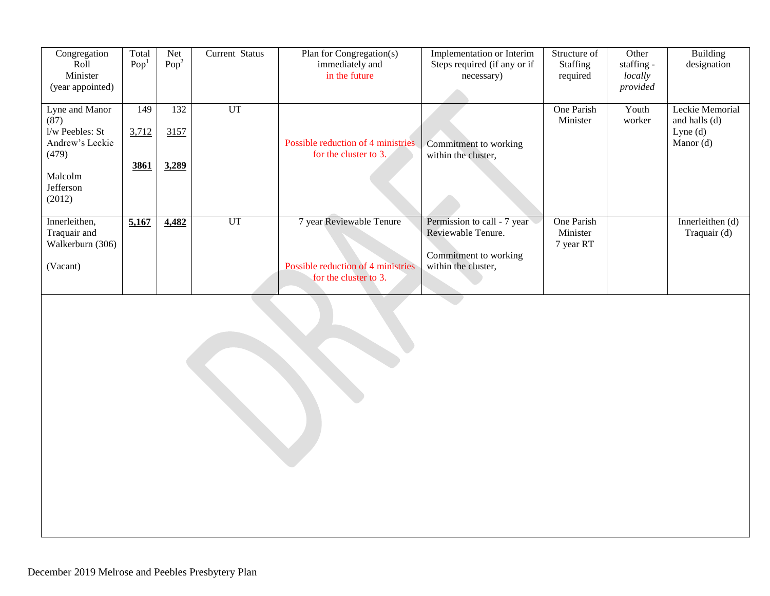| Congregation Roll Minister (year appointed) | Total Pop[1] | Net Pop[2] | Current Status | Plan for Congregation(s) immediately and in the future | Implementation or Interim Steps required (if any or if necessary) | Structure of Staffing required | Other staffing - *locally provided* | Building designation |
|---|---|---|---|---|---|---|---|---|
| Lyne and Manor (87) l/w Peebles: St Andrew's Leckie (479) Malcolm Jefferson (2012) | 149 <u>3,712</u> **<u>3861</u>** | 132 <u>3157</u> **<u>3,289</u>** | UT | Possible reduction of 4 ministries for the cluster to 3. | Commitment to working within the cluster, | One Parish Minister | Youth worker | Leckie Memorial and halls (d) Lyne (d) Manor (d) |
| Innerleithen, Traquair and Walkerburn (306) (Vacant) | **<u>5,167</u>** | **<u>4,482</u>** | UT | 7 year Reviewable Tenure Possible reduction of 4 ministries for the cluster to 3. | Permission to call - 7 year Reviewable Tenure. Commitment to working within the cluster, | One Parish Minister 7 year RT | | Innerleithen (d) Traquair (d) |

December 2019 Melrose and Peebles Presbytery Plan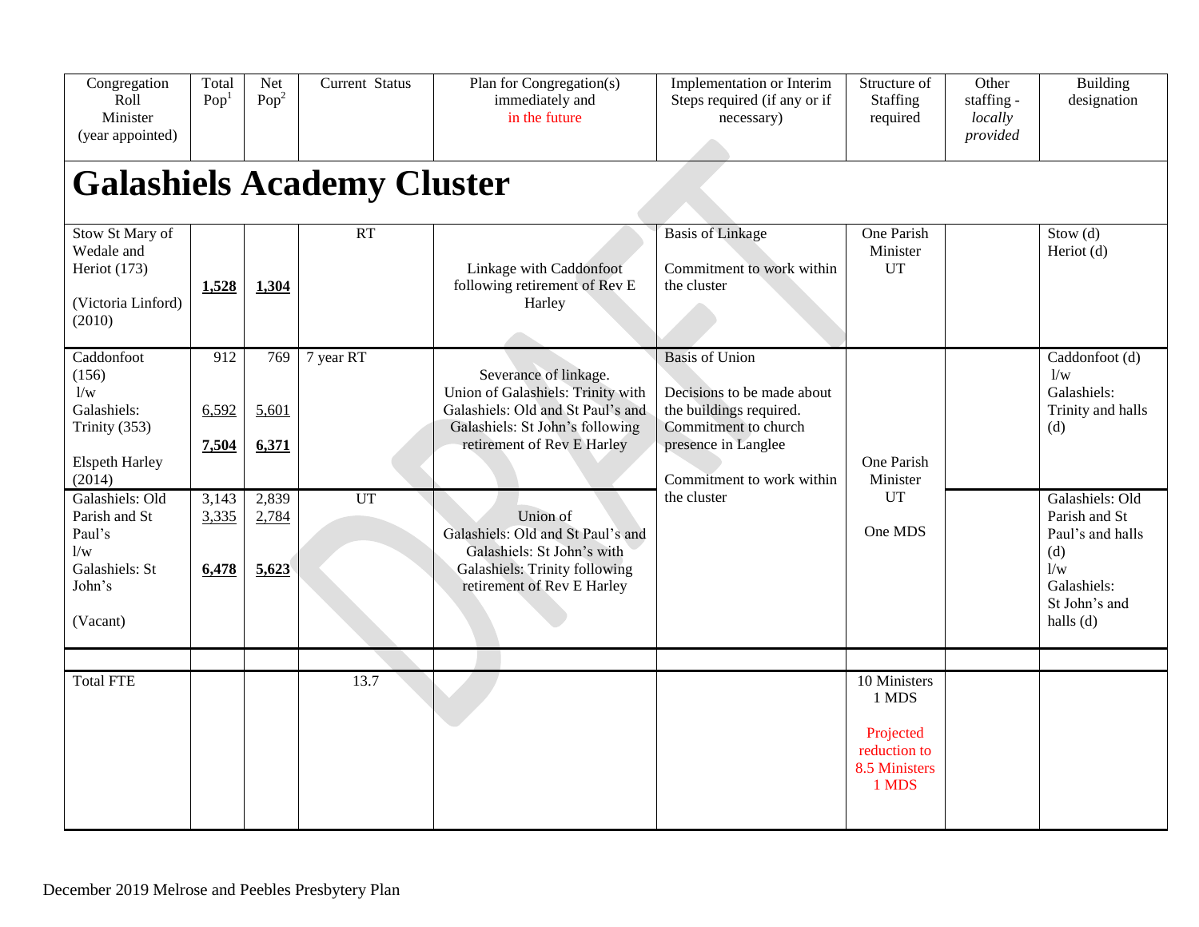| Congregation Roll Minister (year appointed) | Total Pop[1] | Net Pop[2] | Current Status | Plan for Congregation(s) immediately and in the future | Implementation or Interim Steps required (if any or if necessary) | Structure of Staffing required | Other staffing - *locally provided* | Building designation |
|---|---|---|---|---|---|---|---|---|
| **Galashiels Academy Cluster** | | | | | | | | |
| Stow St Mary of Wedale and Heriot (173) (Victoria Linford) (2010) | **1,528** | **1,304** | RT | Linkage with Caddonfoot following retirement of Rev E Harley | Basis of Linkage<br>Commitment to work within the cluster | One Parish Minister UT | | Stow (d)<br>Heriot (d) |
| Caddonfoot (156) l/w Galashiels: Trinity (353)<br>Elspeth Harley (2014) | 912<br>6,592<br>**7,504** | 769<br>5,601<br>**6,371** | 7 year RT | Severance of linkage. Union of Galashiels: Trinity with Galashiels: Old and St Paul's and Galashiels: St John's following retirement of Rev E Harley | Basis of Union<br>Decisions to be made about the buildings required. Commitment to church presence in Langlee<br>Commitment to work within the cluster | One Parish Minister UT<br>One MDS | | Caddonfoot (d) l/w Galashiels: Trinity and halls (d) |
| Galashiels: Old Parish and St Paul's l/w Galashiels: St John's<br>(Vacant) | 3,143<br>3,335<br>**6,478** | 2,839<br>2,784<br>**5,623** | UT | Union of Galashiels: Old and St Paul's and Galashiels: St John's with Galashiels: Trinity following retirement of Rev E Harley | | | | Galashiels: Old Parish and St Paul's and halls (d) l/w Galashiels: St John's and halls (d) |
| | | | | | | | | |
| Total FTE | | | 13.7 | | | 10 Ministers<br>1 MDS<br>Projected reduction to 8.5 Ministers<br>1 MDS | | |